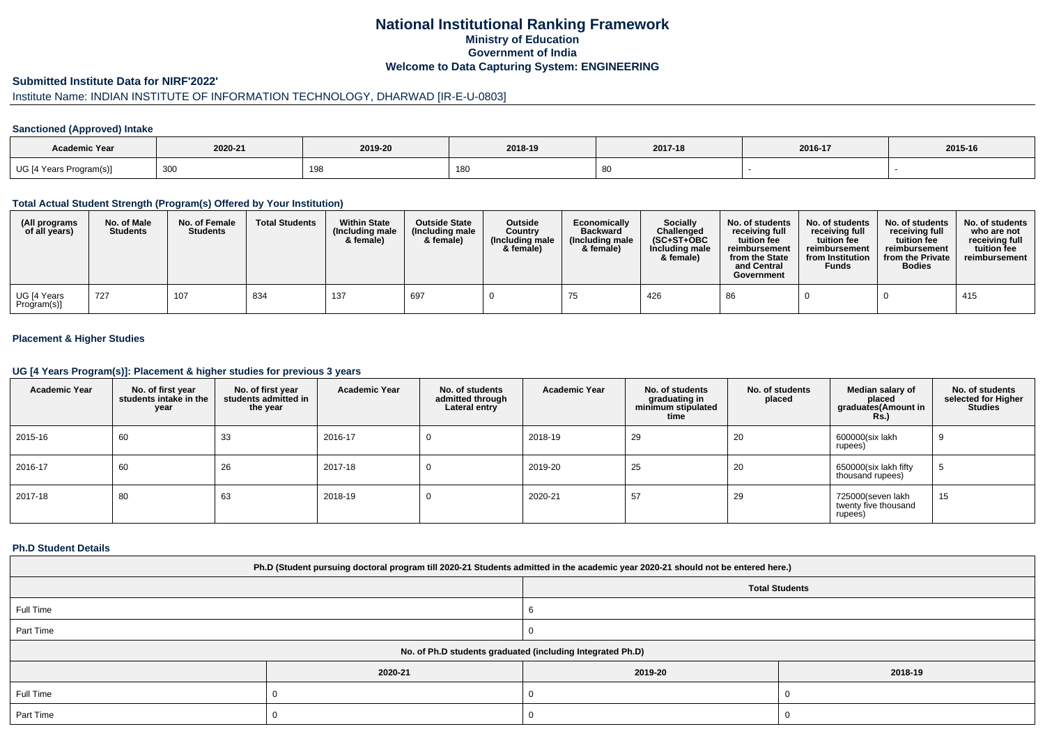# National Institutional Ranking Framework
## Ministry of Education
## Government of India
## Welcome to Data Capturing System: ENGINEERING

**Submitted Institute Data for NIRF'2022'**

Institute Name: INDIAN INSTITUTE OF INFORMATION TECHNOLOGY, DHARWAD [IR-E-U-0803]

### Sanctioned (Approved) Intake

| Academic Year | 2020-21 | 2019-20 | 2018-19 | 2017-18 | 2016-17 | 2015-16 |
|---|---|---|---|---|---|---|
| UG [4 Years Program(s)] | 300 | 198 | 180 | 80 | - | - |

### Total Actual Student Strength (Program(s) Offered by Your Institution)

| (All programs of all years) | No. of Male Students | No. of Female Students | Total Students | Within State (Including male & female) | Outside State (Including male & female) | Outside Country (Including male & female) | Economically Backward (Including male & female) | Socially Challenged (SC+ST+OBC Including male & female) | No. of students receiving full tuition fee reimbursement from the State and Central Government | No. of students receiving full tuition fee reimbursement from Institution Funds | No. of students receiving full tuition fee reimbursement from the Private Bodies | No. of students who are not receiving full tuition fee reimbursement |
|---|---|---|---|---|---|---|---|---|---|---|---|---|
| UG [4 Years Program(s)] | 727 | 107 | 834 | 137 | 697 | 0 | 75 | 426 | 86 | 0 | 0 | 415 |

### Placement & Higher Studies

### UG [4 Years Program(s)]: Placement & higher studies for previous 3 years

| Academic Year | No. of first year students intake in the year | No. of first year students admitted in the year | Academic Year | No. of students admitted through Lateral entry | Academic Year | No. of students graduating in minimum stipulated time | No. of students placed | Median salary of placed graduates(Amount in Rs.) | No. of students selected for Higher Studies |
|---|---|---|---|---|---|---|---|---|---|
| 2015-16 | 60 | 33 | 2016-17 | 0 | 2018-19 | 29 | 20 | 600000(six lakh rupees) | 9 |
| 2016-17 | 60 | 26 | 2017-18 | 0 | 2019-20 | 25 | 20 | 650000(six lakh fifty thousand rupees) | 5 |
| 2017-18 | 80 | 63 | 2018-19 | 0 | 2020-21 | 57 | 29 | 725000(seven lakh twenty five thousand rupees) | 15 |

### Ph.D Student Details

| Ph.D (Student pursuing doctoral program till 2020-21 Students admitted in the academic year 2020-21 should not be entered here.) | |
|---|---|
| | Total Students |
| Full Time | 6 |
| Part Time | 0 |

| No. of Ph.D students graduated (including Integrated Ph.D) | | | |
|---|---|---|---|
| | 2020-21 | 2019-20 | 2018-19 |
| Full Time | 0 | 0 | 0 |
| Part Time | 0 | 0 | 0 |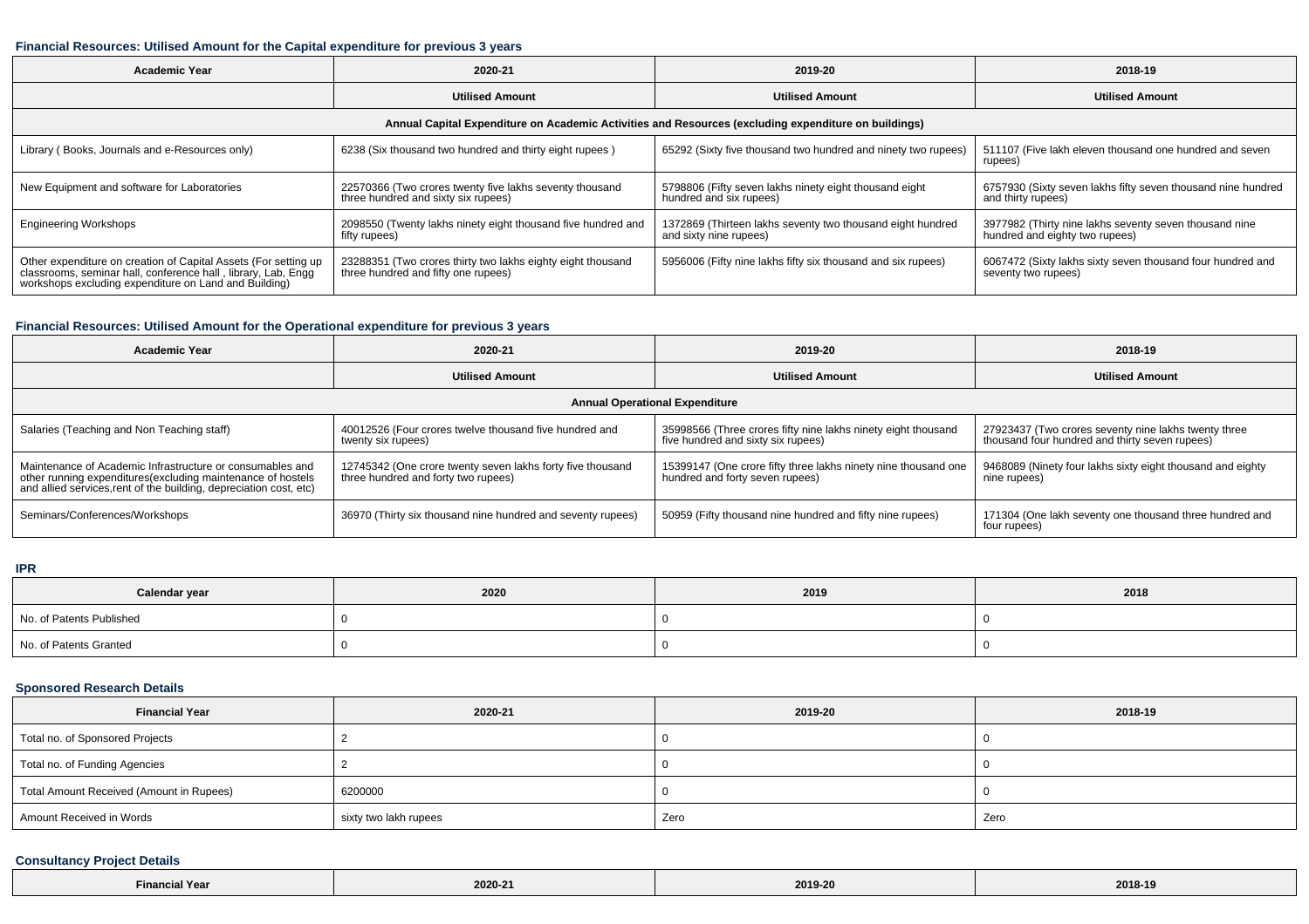### Financial Resources: Utilised Amount for the Capital expenditure for previous 3 years

| Academic Year | 2020-21 | 2019-20 | 2018-19 |
|---|---|---|---|
| | Utilised Amount | Utilised Amount | Utilised Amount |
| Annual Capital Expenditure on Academic Activities and Resources (excluding expenditure on buildings) | | | |
| Library ( Books, Journals and e-Resources only) | 6238 (Six thousand two hundred and thirty eight rupees ) | 65292 (Sixty five thousand two hundred and ninety two rupees) | 511107 (Five lakh eleven thousand one hundred and seven rupees) |
| New Equipment and software for Laboratories | 22570366 (Two crores twenty five lakhs seventy thousand three hundred and sixty six rupees) | 5798806 (Fifty seven lakhs ninety eight thousand eight hundred and six rupees) | 6757930 (Sixty seven lakhs fifty seven thousand nine hundred and thirty rupees) |
| Engineering Workshops | 2098550 (Twenty lakhs ninety eight thousand five hundred and fifty rupees) | 1372869 (Thirteen lakhs seventy two thousand eight hundred and sixty nine rupees) | 3977982 (Thirty nine lakhs seventy seven thousand nine hundred and eighty two rupees) |
| Other expenditure on creation of Capital Assets (For setting up classrooms, seminar hall, conference hall , library, Lab, Engg workshops excluding expenditure on Land and Building) | 23288351 (Two crores thirty two lakhs eighty eight thousand three hundred and fifty one rupees) | 5956006 (Fifty nine lakhs fifty six thousand and six rupees) | 6067472 (Sixty lakhs sixty seven thousand four hundred and seventy two rupees) |

### Financial Resources: Utilised Amount for the Operational expenditure for previous 3 years

| Academic Year | 2020-21 | 2019-20 | 2018-19 |
|---|---|---|---|
| | Utilised Amount | Utilised Amount | Utilised Amount |
| Annual Operational Expenditure | | | |
| Salaries (Teaching and Non Teaching staff) | 40012526 (Four crores twelve thousand five hundred and twenty six rupees) | 35998566 (Three crores fifty nine lakhs ninety eight thousand five hundred and sixty six rupees) | 27923437 (Two crores seventy nine lakhs twenty three thousand four hundred and thirty seven rupees) |
| Maintenance of Academic Infrastructure or consumables and other running expenditures(excluding maintenance of hostels and allied services,rent of the building, depreciation cost, etc) | 12745342 (One crore twenty seven lakhs forty five thousand three hundred and forty two rupees) | 15399147 (One crore fifty three lakhs ninety nine thousand one hundred and forty seven rupees) | 9468089 (Ninety four lakhs sixty eight thousand and eighty nine rupees) |
| Seminars/Conferences/Workshops | 36970 (Thirty six thousand nine hundred and seventy rupees) | 50959 (Fifty thousand nine hundred and fifty nine rupees) | 171304 (One lakh seventy one thousand three hundred and four rupees) |

### IPR

| Calendar year | 2020 | 2019 | 2018 |
|---|---|---|---|
| No. of Patents Published | 0 | 0 | 0 |
| No. of Patents Granted | 0 | 0 | 0 |

### Sponsored Research Details

| Financial Year | 2020-21 | 2019-20 | 2018-19 |
|---|---|---|---|
| Total no. of Sponsored Projects | 2 | 0 | 0 |
| Total no. of Funding Agencies | 2 | 0 | 0 |
| Total Amount Received (Amount in Rupees) | 6200000 | 0 | 0 |
| Amount Received in Words | sixty two lakh rupees | Zero | Zero |

### Consultancy Project Details

| Financial Year | 2020-21 | 2019-20 | 2018-19 |
|---|---|---|---|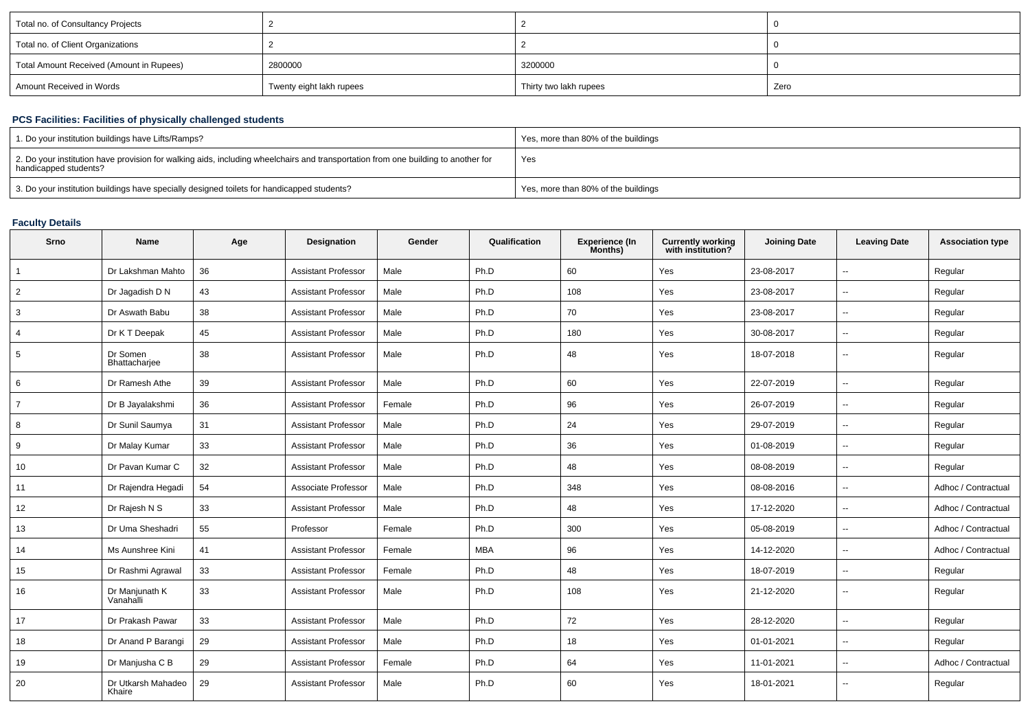| Total no. of Consultancy Projects | 2 | 2 | 0 |
|---|---|---|---|
| Total no. of Client Organizations | 2 | 2 | 0 |
| Total Amount Received (Amount in Rupees) | 2800000 | 3200000 | 0 |
| Amount Received in Words | Twenty eight lakh rupees | Thirty two lakh rupees | Zero |

### PCS Facilities: Facilities of physically challenged students

| 1. Do your institution buildings have Lifts/Ramps? | Yes, more than 80% of the buildings |
|---|---|
| 2. Do your institution have provision for walking aids, including wheelchairs and transportation from one building to another for handicapped students? | Yes |
| 3. Do your institution buildings have specially designed toilets for handicapped students? | Yes, more than 80% of the buildings |

### Faculty Details

| Srno | Name | Age | Designation | Gender | Qualification | Experience (In Months) | Currently working with institution? | Joining Date | Leaving Date | Association type |
|---|---|---|---|---|---|---|---|---|---|---|
| 1 | Dr Lakshman Mahto | 36 | Assistant Professor | Male | Ph.D | 60 | Yes | 23-08-2017 | -- | Regular |
| 2 | Dr Jagadish D N | 43 | Assistant Professor | Male | Ph.D | 108 | Yes | 23-08-2017 | -- | Regular |
| 3 | Dr Aswath Babu | 38 | Assistant Professor | Male | Ph.D | 70 | Yes | 23-08-2017 | -- | Regular |
| 4 | Dr K T Deepak | 45 | Assistant Professor | Male | Ph.D | 180 | Yes | 30-08-2017 | -- | Regular |
| 5 | Dr Somen Bhattacharjee | 38 | Assistant Professor | Male | Ph.D | 48 | Yes | 18-07-2018 | -- | Regular |
| 6 | Dr Ramesh Athe | 39 | Assistant Professor | Male | Ph.D | 60 | Yes | 22-07-2019 | -- | Regular |
| 7 | Dr B Jayalakshmi | 36 | Assistant Professor | Female | Ph.D | 96 | Yes | 26-07-2019 | -- | Regular |
| 8 | Dr Sunil Saumya | 31 | Assistant Professor | Male | Ph.D | 24 | Yes | 29-07-2019 | -- | Regular |
| 9 | Dr Malay Kumar | 33 | Assistant Professor | Male | Ph.D | 36 | Yes | 01-08-2019 | -- | Regular |
| 10 | Dr Pavan Kumar C | 32 | Assistant Professor | Male | Ph.D | 48 | Yes | 08-08-2019 | -- | Regular |
| 11 | Dr Rajendra Hegadi | 54 | Associate Professor | Male | Ph.D | 348 | Yes | 08-08-2016 | -- | Adhoc / Contractual |
| 12 | Dr Rajesh N S | 33 | Assistant Professor | Male | Ph.D | 48 | Yes | 17-12-2020 | -- | Adhoc / Contractual |
| 13 | Dr Uma Sheshadri | 55 | Professor | Female | Ph.D | 300 | Yes | 05-08-2019 | -- | Adhoc / Contractual |
| 14 | Ms Aunshree Kini | 41 | Assistant Professor | Female | MBA | 96 | Yes | 14-12-2020 | -- | Adhoc / Contractual |
| 15 | Dr Rashmi Agrawal | 33 | Assistant Professor | Female | Ph.D | 48 | Yes | 18-07-2019 | -- | Regular |
| 16 | Dr Manjunath K Vanahalli | 33 | Assistant Professor | Male | Ph.D | 108 | Yes | 21-12-2020 | -- | Regular |
| 17 | Dr Prakash Pawar | 33 | Assistant Professor | Male | Ph.D | 72 | Yes | 28-12-2020 | -- | Regular |
| 18 | Dr Anand P Barangi | 29 | Assistant Professor | Male | Ph.D | 18 | Yes | 01-01-2021 | -- | Regular |
| 19 | Dr Manjusha C B | 29 | Assistant Professor | Female | Ph.D | 64 | Yes | 11-01-2021 | -- | Adhoc / Contractual |
| 20 | Dr Utkarsh Mahadeo Khaire | 29 | Assistant Professor | Male | Ph.D | 60 | Yes | 18-01-2021 | -- | Regular |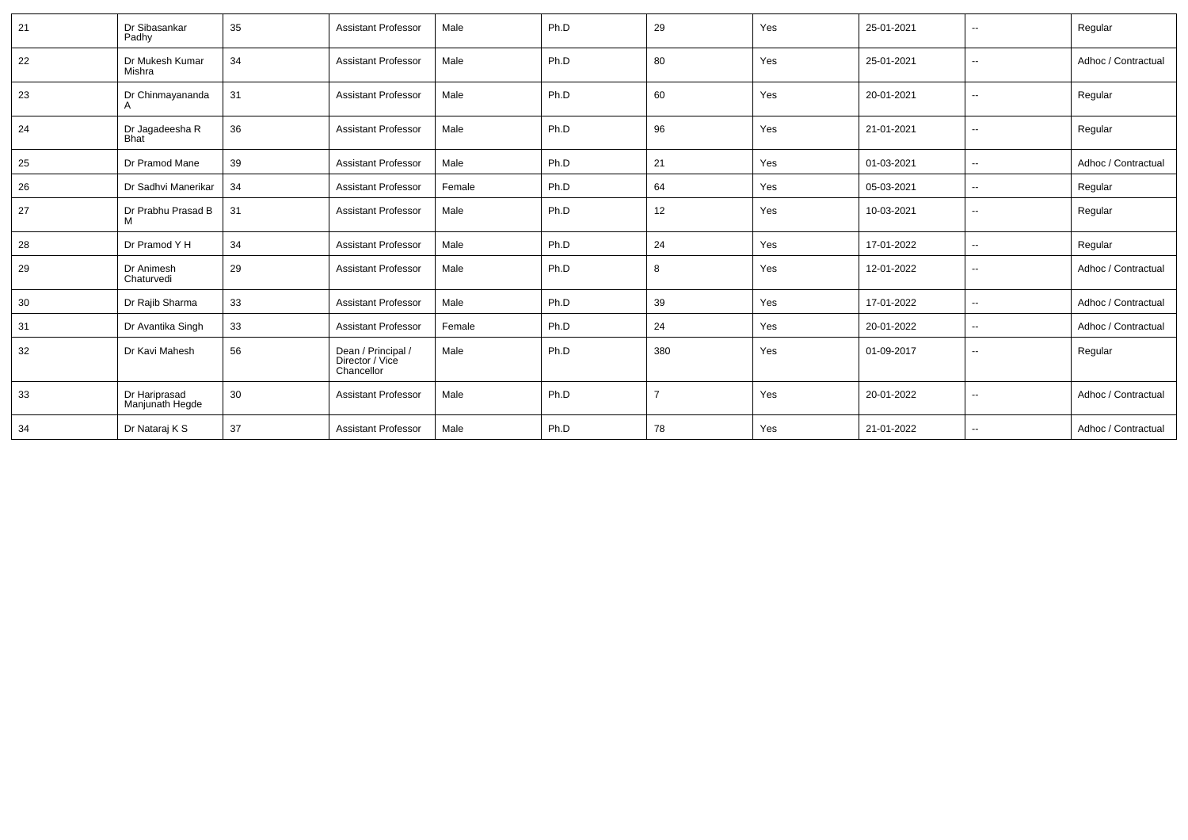| | | | | | | | | | | |
|---|---|---|---|---|---|---|---|---|---|---|
| 21 | Dr Sibasankar Padhy | 35 | Assistant Professor | Male | Ph.D | 29 | Yes | 25-01-2021 | -- | Regular |
| 22 | Dr Mukesh Kumar Mishra | 34 | Assistant Professor | Male | Ph.D | 80 | Yes | 25-01-2021 | -- | Adhoc / Contractual |
| 23 | Dr Chinmayananda A | 31 | Assistant Professor | Male | Ph.D | 60 | Yes | 20-01-2021 | -- | Regular |
| 24 | Dr Jagadeesha R Bhat | 36 | Assistant Professor | Male | Ph.D | 96 | Yes | 21-01-2021 | -- | Regular |
| 25 | Dr Pramod Mane | 39 | Assistant Professor | Male | Ph.D | 21 | Yes | 01-03-2021 | -- | Adhoc / Contractual |
| 26 | Dr Sadhvi Manerikar | 34 | Assistant Professor | Female | Ph.D | 64 | Yes | 05-03-2021 | -- | Regular |
| 27 | Dr Prabhu Prasad B M | 31 | Assistant Professor | Male | Ph.D | 12 | Yes | 10-03-2021 | -- | Regular |
| 28 | Dr Pramod Y H | 34 | Assistant Professor | Male | Ph.D | 24 | Yes | 17-01-2022 | -- | Regular |
| 29 | Dr Animesh Chaturvedi | 29 | Assistant Professor | Male | Ph.D | 8 | Yes | 12-01-2022 | -- | Adhoc / Contractual |
| 30 | Dr Rajib Sharma | 33 | Assistant Professor | Male | Ph.D | 39 | Yes | 17-01-2022 | -- | Adhoc / Contractual |
| 31 | Dr Avantika Singh | 33 | Assistant Professor | Female | Ph.D | 24 | Yes | 20-01-2022 | -- | Adhoc / Contractual |
| 32 | Dr Kavi Mahesh | 56 | Dean / Principal / Director / Vice Chancellor | Male | Ph.D | 380 | Yes | 01-09-2017 | -- | Regular |
| 33 | Dr Hariprasad Manjunath Hegde | 30 | Assistant Professor | Male | Ph.D | 7 | Yes | 20-01-2022 | -- | Adhoc / Contractual |
| 34 | Dr Nataraj K S | 37 | Assistant Professor | Male | Ph.D | 78 | Yes | 21-01-2022 | -- | Adhoc / Contractual |